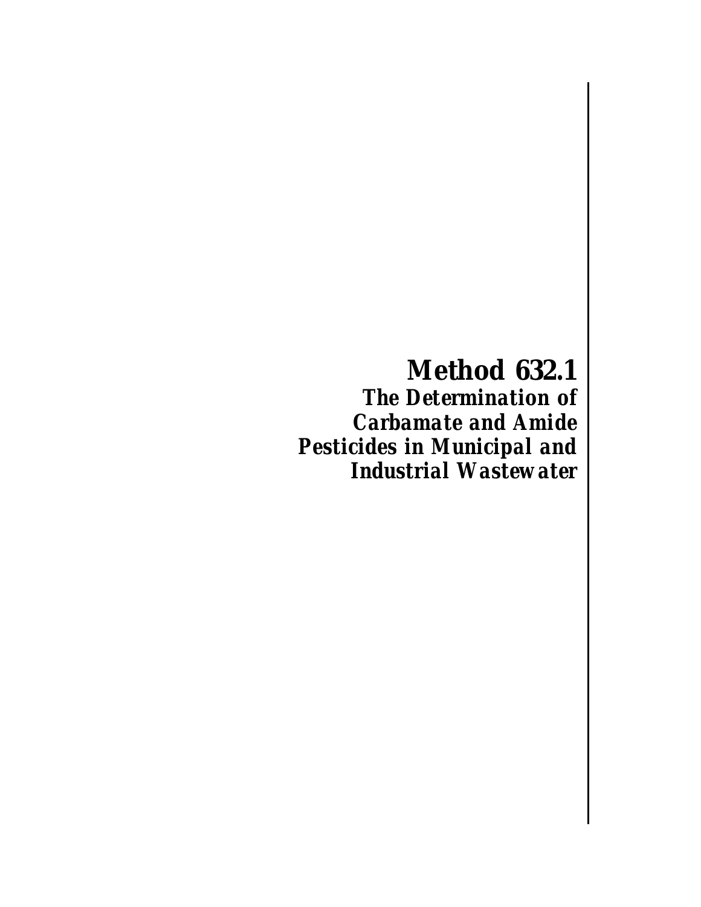# Method 632.1

## *The Determination of Carbamate and Amide Pesticides in Municipal and Industrial Wastewater*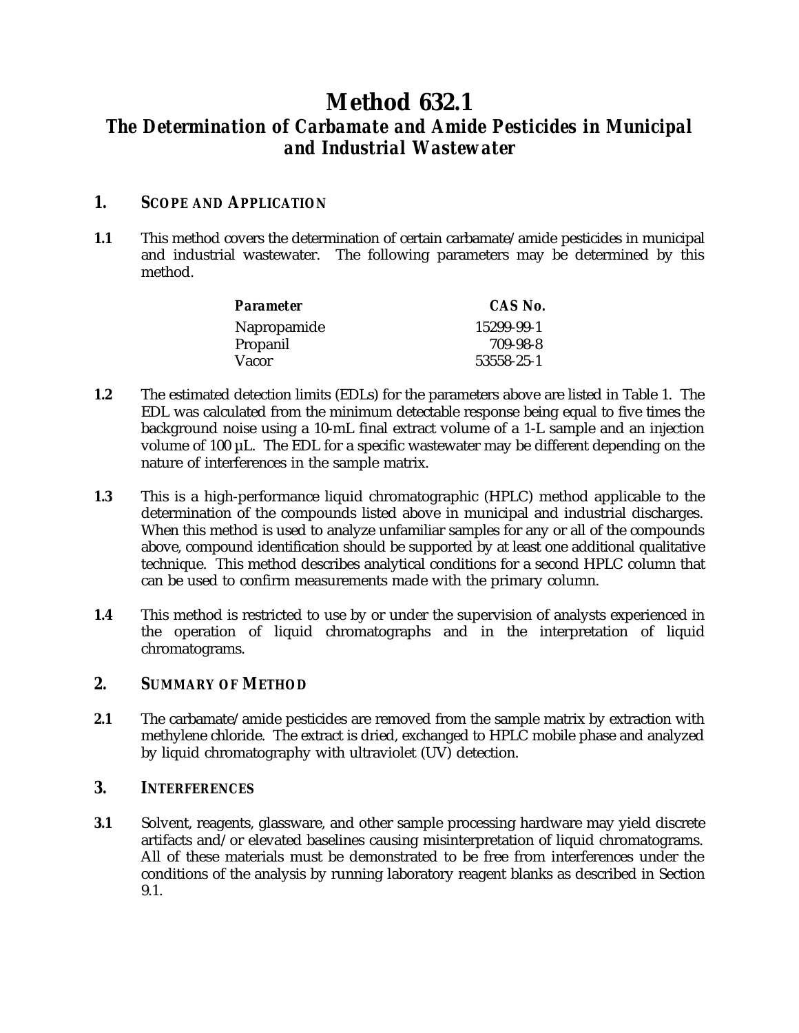# Method 632.1

## *The Determination of Carbamate and Amide Pesticides in Municipal and Industrial Wastewater*

## 1. SCOPE AND APPLICATION

**1.1** This method covers the determination of certain carbamate/amide pesticides in municipal and industrial wastewater. The following parameters may be determined by this method.

| *Parameter* | *CAS No.* |
|---|---|
| Napropamide | 15299-99-1 |
| Propanil | 709-98-8 |
| Vacor | 53558-25-1 |

**1.2** The estimated detection limits (EDLs) for the parameters above are listed in Table 1. The EDL was calculated from the minimum detectable response being equal to five times the background noise using a 10-mL final extract volume of a 1-L sample and an injection volume of 100 µL. The EDL for a specific wastewater may be different depending on the nature of interferences in the sample matrix.

**1.3** This is a high-performance liquid chromatographic (HPLC) method applicable to the determination of the compounds listed above in municipal and industrial discharges. When this method is used to analyze unfamiliar samples for any or all of the compounds above, compound identification should be supported by at least one additional qualitative technique. This method describes analytical conditions for a second HPLC column that can be used to confirm measurements made with the primary column.

**1.4** This method is restricted to use by or under the supervision of analysts experienced in the operation of liquid chromatographs and in the interpretation of liquid chromatograms.

## 2. SUMMARY OF METHOD

**2.1** The carbamate/amide pesticides are removed from the sample matrix by extraction with methylene chloride. The extract is dried, exchanged to HPLC mobile phase and analyzed by liquid chromatography with ultraviolet (UV) detection.

## 3. INTERFERENCES

**3.1** Solvent, reagents, glassware, and other sample processing hardware may yield discrete artifacts and/or elevated baselines causing misinterpretation of liquid chromatograms. All of these materials must be demonstrated to be free from interferences under the conditions of the analysis by running laboratory reagent blanks as described in Section 9.1.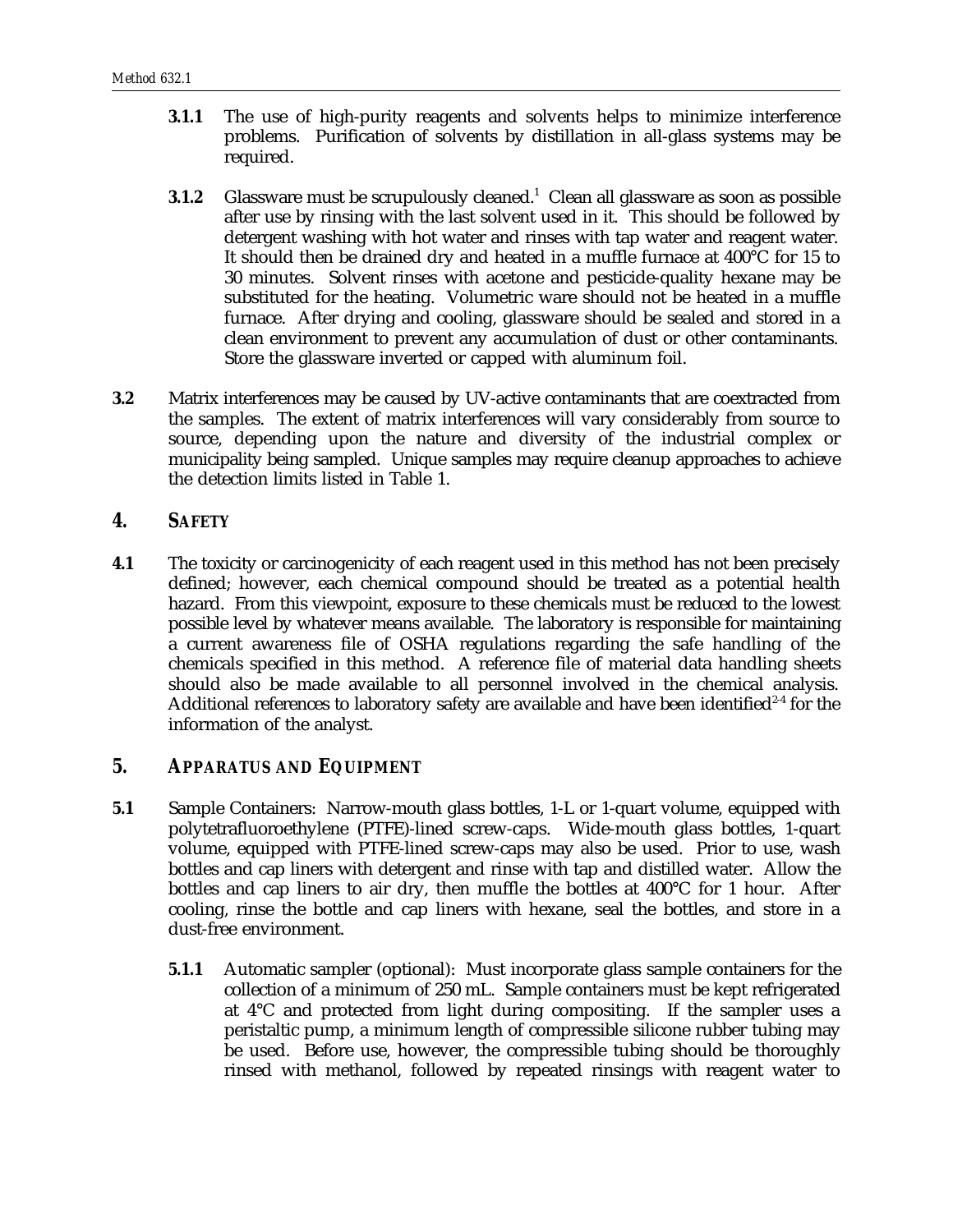**3.1.1** The use of high-purity reagents and solvents helps to minimize interference problems. Purification of solvents by distillation in all-glass systems may be required.

**3.1.2** Glassware must be scrupulously cleaned.[1] Clean all glassware as soon as possible after use by rinsing with the last solvent used in it. This should be followed by detergent washing with hot water and rinses with tap water and reagent water. It should then be drained dry and heated in a muffle furnace at 400°C for 15 to 30 minutes. Solvent rinses with acetone and pesticide-quality hexane may be substituted for the heating. Volumetric ware should not be heated in a muffle furnace. After drying and cooling, glassware should be sealed and stored in a clean environment to prevent any accumulation of dust or other contaminants. Store the glassware inverted or capped with aluminum foil.

**3.2** Matrix interferences may be caused by UV-active contaminants that are coextracted from the samples. The extent of matrix interferences will vary considerably from source to source, depending upon the nature and diversity of the industrial complex or municipality being sampled. Unique samples may require cleanup approaches to achieve the detection limits listed in Table 1.

## 4. *SAFETY*

**4.1** The toxicity or carcinogenicity of each reagent used in this method has not been precisely defined; however, each chemical compound should be treated as a potential health hazard. From this viewpoint, exposure to these chemicals must be reduced to the lowest possible level by whatever means available. The laboratory is responsible for maintaining a current awareness file of OSHA regulations regarding the safe handling of the chemicals specified in this method. A reference file of material data handling sheets should also be made available to all personnel involved in the chemical analysis. Additional references to laboratory safety are available and have been identified[2-4] for the information of the analyst.

## 5. *APPARATUS AND EQUIPMENT*

**5.1** Sample Containers: Narrow-mouth glass bottles, 1-L or 1-quart volume, equipped with polytetrafluoroethylene (PTFE)-lined screw-caps. Wide-mouth glass bottles, 1-quart volume, equipped with PTFE-lined screw-caps may also be used. Prior to use, wash bottles and cap liners with detergent and rinse with tap and distilled water. Allow the bottles and cap liners to air dry, then muffle the bottles at 400°C for 1 hour. After cooling, rinse the bottle and cap liners with hexane, seal the bottles, and store in a dust-free environment.

**5.1.1** Automatic sampler (optional): Must incorporate glass sample containers for the collection of a minimum of 250 mL. Sample containers must be kept refrigerated at 4°C and protected from light during compositing. If the sampler uses a peristaltic pump, a minimum length of compressible silicone rubber tubing may be used. Before use, however, the compressible tubing should be thoroughly rinsed with methanol, followed by repeated rinsings with reagent water to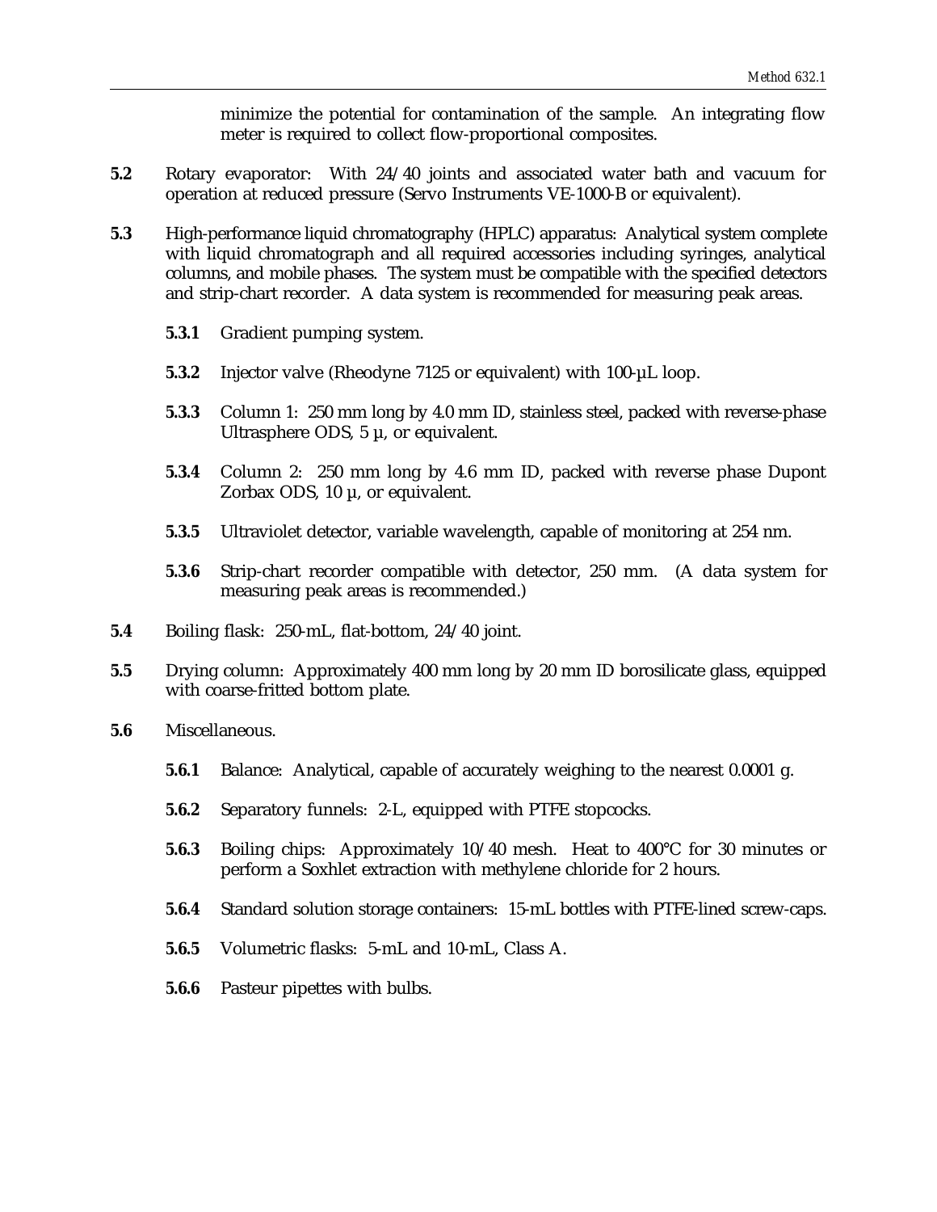minimize the potential for contamination of the sample. An integrating flow meter is required to collect flow-proportional composites.

**5.2** Rotary evaporator: With 24/40 joints and associated water bath and vacuum for operation at reduced pressure (Servo Instruments VE-1000-B or equivalent).

**5.3** High-performance liquid chromatography (HPLC) apparatus: Analytical system complete with liquid chromatograph and all required accessories including syringes, analytical columns, and mobile phases. The system must be compatible with the specified detectors and strip-chart recorder. A data system is recommended for measuring peak areas.

**5.3.1** Gradient pumping system.

**5.3.2** Injector valve (Rheodyne 7125 or equivalent) with 100-µL loop.

**5.3.3** Column 1: 250 mm long by 4.0 mm ID, stainless steel, packed with reverse-phase Ultrasphere ODS, 5 µ, or equivalent.

**5.3.4** Column 2: 250 mm long by 4.6 mm ID, packed with reverse phase Dupont Zorbax ODS, 10 µ, or equivalent.

**5.3.5** Ultraviolet detector, variable wavelength, capable of monitoring at 254 nm.

**5.3.6** Strip-chart recorder compatible with detector, 250 mm. (A data system for measuring peak areas is recommended.)

**5.4** Boiling flask: 250-mL, flat-bottom, 24/40 joint.

**5.5** Drying column: Approximately 400 mm long by 20 mm ID borosilicate glass, equipped with coarse-fritted bottom plate.

**5.6** Miscellaneous.

**5.6.1** Balance: Analytical, capable of accurately weighing to the nearest 0.0001 g.

**5.6.2** Separatory funnels: 2-L, equipped with PTFE stopcocks.

**5.6.3** Boiling chips: Approximately 10/40 mesh. Heat to 400°C for 30 minutes or perform a Soxhlet extraction with methylene chloride for 2 hours.

**5.6.4** Standard solution storage containers: 15-mL bottles with PTFE-lined screw-caps.

**5.6.5** Volumetric flasks: 5-mL and 10-mL, Class A.

**5.6.6** Pasteur pipettes with bulbs.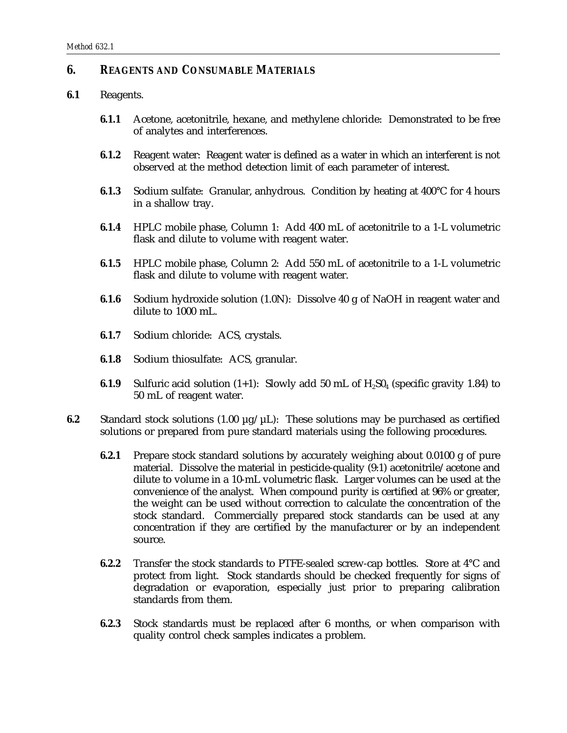## 6. REAGENTS AND CONSUMABLE MATERIALS

**6.1** Reagents.

**6.1.1** Acetone, acetonitrile, hexane, and methylene chloride: Demonstrated to be free of analytes and interferences.

**6.1.2** Reagent water: Reagent water is defined as a water in which an interferent is not observed at the method detection limit of each parameter of interest.

**6.1.3** Sodium sulfate: Granular, anhydrous. Condition by heating at 400°C for 4 hours in a shallow tray.

**6.1.4** HPLC mobile phase, Column 1: Add 400 mL of acetonitrile to a 1-L volumetric flask and dilute to volume with reagent water.

**6.1.5** HPLC mobile phase, Column 2: Add 550 mL of acetonitrile to a 1-L volumetric flask and dilute to volume with reagent water.

**6.1.6** Sodium hydroxide solution (1.0N): Dissolve 40 g of NaOH in reagent water and dilute to 1000 mL.

**6.1.7** Sodium chloride: ACS, crystals.

**6.1.8** Sodium thiosulfate: ACS, granular.

**6.1.9** Sulfuric acid solution (1+1): Slowly add 50 mL of $H_2SO_4$ (specific gravity 1.84) to 50 mL of reagent water.

**6.2** Standard stock solutions (1.00 µg/µL): These solutions may be purchased as certified solutions or prepared from pure standard materials using the following procedures.

**6.2.1** Prepare stock standard solutions by accurately weighing about 0.0100 g of pure material. Dissolve the material in pesticide-quality (9:1) acetonitrile/acetone and dilute to volume in a 10-mL volumetric flask. Larger volumes can be used at the convenience of the analyst. When compound purity is certified at 96% or greater, the weight can be used without correction to calculate the concentration of the stock standard. Commercially prepared stock standards can be used at any concentration if they are certified by the manufacturer or by an independent source.

**6.2.2** Transfer the stock standards to PTFE-sealed screw-cap bottles. Store at 4°C and protect from light. Stock standards should be checked frequently for signs of degradation or evaporation, especially just prior to preparing calibration standards from them.

**6.2.3** Stock standards must be replaced after 6 months, or when comparison with quality control check samples indicates a problem.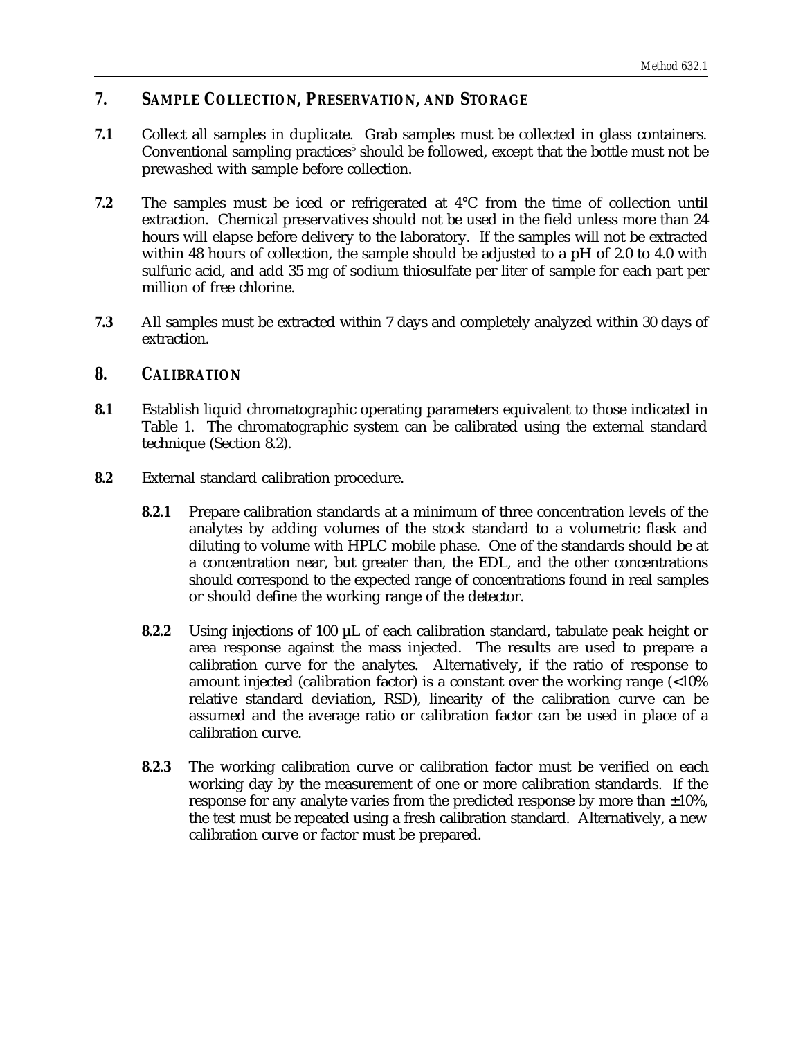## 7. SAMPLE COLLECTION, PRESERVATION, AND STORAGE

**7.1** Collect all samples in duplicate. Grab samples must be collected in glass containers. Conventional sampling practices[5] should be followed, except that the bottle must not be prewashed with sample before collection.

**7.2** The samples must be iced or refrigerated at 4°C from the time of collection until extraction. Chemical preservatives should not be used in the field unless more than 24 hours will elapse before delivery to the laboratory. If the samples will not be extracted within 48 hours of collection, the sample should be adjusted to a pH of 2.0 to 4.0 with sulfuric acid, and add 35 mg of sodium thiosulfate per liter of sample for each part per million of free chlorine.

**7.3** All samples must be extracted within 7 days and completely analyzed within 30 days of extraction.

## 8. CALIBRATION

**8.1** Establish liquid chromatographic operating parameters equivalent to those indicated in Table 1. The chromatographic system can be calibrated using the external standard technique (Section 8.2).

**8.2** External standard calibration procedure.

**8.2.1** Prepare calibration standards at a minimum of three concentration levels of the analytes by adding volumes of the stock standard to a volumetric flask and diluting to volume with HPLC mobile phase. One of the standards should be at a concentration near, but greater than, the EDL, and the other concentrations should correspond to the expected range of concentrations found in real samples or should define the working range of the detector.

**8.2.2** Using injections of 100 µL of each calibration standard, tabulate peak height or area response against the mass injected. The results are used to prepare a calibration curve for the analytes. Alternatively, if the ratio of response to amount injected (calibration factor) is a constant over the working range (<10% relative standard deviation, RSD), linearity of the calibration curve can be assumed and the average ratio or calibration factor can be used in place of a calibration curve.

**8.2.3** The working calibration curve or calibration factor must be verified on each working day by the measurement of one or more calibration standards. If the response for any analyte varies from the predicted response by more than ±10%, the test must be repeated using a fresh calibration standard. Alternatively, a new calibration curve or factor must be prepared.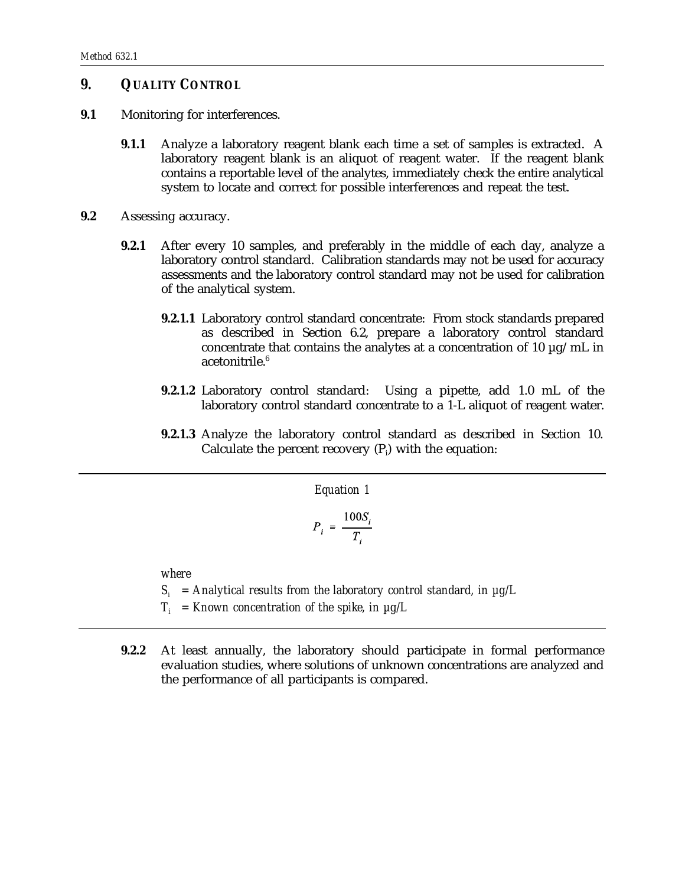## 9. QUALITY CONTROL

**9.1** Monitoring for interferences.

**9.1.1** Analyze a laboratory reagent blank each time a set of samples is extracted. A laboratory reagent blank is an aliquot of reagent water. If the reagent blank contains a reportable level of the analytes, immediately check the entire analytical system to locate and correct for possible interferences and repeat the test.

**9.2** Assessing accuracy.

**9.2.1** After every 10 samples, and preferably in the middle of each day, analyze a laboratory control standard. Calibration standards may not be used for accuracy assessments and the laboratory control standard may not be used for calibration of the analytical system.

**9.2.1.1** Laboratory control standard concentrate: From stock standards prepared as described in Section 6.2, prepare a laboratory control standard concentrate that contains the analytes at a concentration of 10 µg/mL in acetonitrile.[6]

**9.2.1.2** Laboratory control standard: Using a pipette, add 1.0 mL of the laboratory control standard concentrate to a 1-L aliquot of reagent water.

**9.2.1.3** Analyze the laboratory control standard as described in Section 10. Calculate the percent recovery ($P_i$) with the equation:

*Equation 1*

$$P_i = \frac{100S_i}{T_i}$$

*where*

$S_i$ = *Analytical results from the laboratory control standard, in µg/L*

$T_i$ = *Known concentration of the spike, in µg/L*

**9.2.2** At least annually, the laboratory should participate in formal performance evaluation studies, where solutions of unknown concentrations are analyzed and the performance of all participants is compared.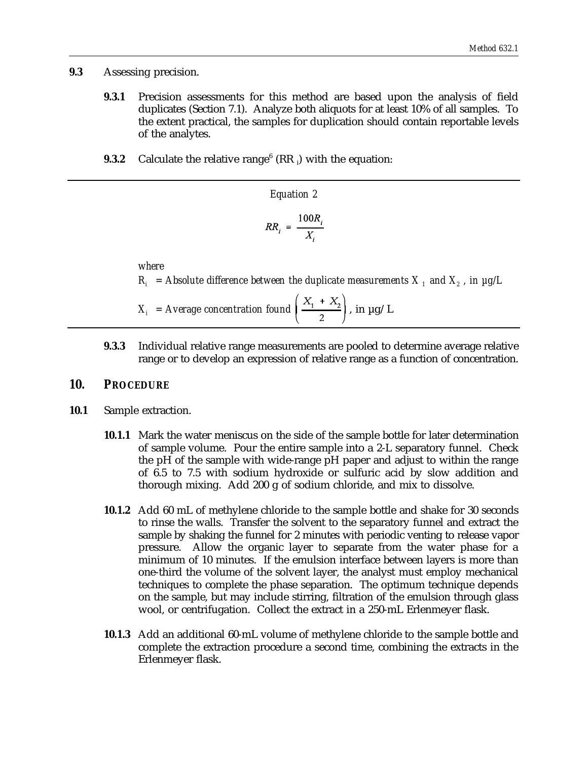**9.3** Assessing precision.

**9.3.1** Precision assessments for this method are based upon the analysis of field duplicates (Section 7.1). Analyze both aliquots for at least 10% of all samples. To the extent practical, the samples for duplication should contain reportable levels of the analytes.

**9.3.2** Calculate the relative range[6] ($RR_i$) with the equation:

*Equation 2*

$$RR_i = \frac{100R_i}{X_i}$$

*where*

$R_i$ = *Absolute difference between the duplicate measurements* $X_1$ *and* $X_2$, *in µg/L*

$X_i$ = *Average concentration found* $\left(\frac{X_1 + X_2}{2}\right)$, in µg/L

**9.3.3** Individual relative range measurements are pooled to determine average relative range or to develop an expression of relative range as a function of concentration.

## 10. PROCEDURE

**10.1** Sample extraction.

**10.1.1** Mark the water meniscus on the side of the sample bottle for later determination of sample volume. Pour the entire sample into a 2-L separatory funnel. Check the pH of the sample with wide-range pH paper and adjust to within the range of 6.5 to 7.5 with sodium hydroxide or sulfuric acid by slow addition and thorough mixing. Add 200 g of sodium chloride, and mix to dissolve.

**10.1.2** Add 60 mL of methylene chloride to the sample bottle and shake for 30 seconds to rinse the walls. Transfer the solvent to the separatory funnel and extract the sample by shaking the funnel for 2 minutes with periodic venting to release vapor pressure. Allow the organic layer to separate from the water phase for a minimum of 10 minutes. If the emulsion interface between layers is more than one-third the volume of the solvent layer, the analyst must employ mechanical techniques to complete the phase separation. The optimum technique depends on the sample, but may include stirring, filtration of the emulsion through glass wool, or centrifugation. Collect the extract in a 250-mL Erlenmeyer flask.

**10.1.3** Add an additional 60-mL volume of methylene chloride to the sample bottle and complete the extraction procedure a second time, combining the extracts in the Erlenmeyer flask.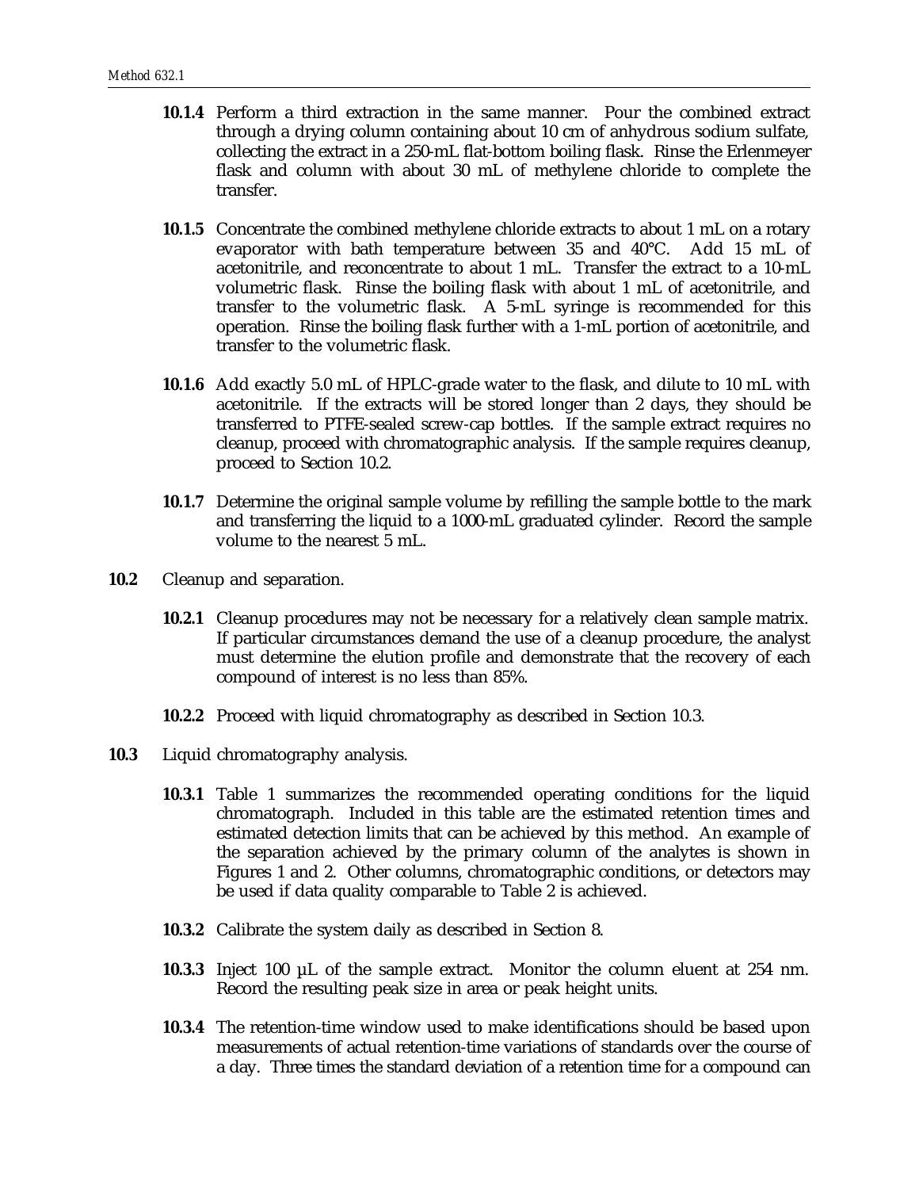**10.1.4** Perform a third extraction in the same manner. Pour the combined extract through a drying column containing about 10 cm of anhydrous sodium sulfate, collecting the extract in a 250-mL flat-bottom boiling flask. Rinse the Erlenmeyer flask and column with about 30 mL of methylene chloride to complete the transfer.

**10.1.5** Concentrate the combined methylene chloride extracts to about 1 mL on a rotary evaporator with bath temperature between 35 and 40°C. Add 15 mL of acetonitrile, and reconcentrate to about 1 mL. Transfer the extract to a 10-mL volumetric flask. Rinse the boiling flask with about 1 mL of acetonitrile, and transfer to the volumetric flask. A 5-mL syringe is recommended for this operation. Rinse the boiling flask further with a 1-mL portion of acetonitrile, and transfer to the volumetric flask.

**10.1.6** Add exactly 5.0 mL of HPLC-grade water to the flask, and dilute to 10 mL with acetonitrile. If the extracts will be stored longer than 2 days, they should be transferred to PTFE-sealed screw-cap bottles. If the sample extract requires no cleanup, proceed with chromatographic analysis. If the sample requires cleanup, proceed to Section 10.2.

**10.1.7** Determine the original sample volume by refilling the sample bottle to the mark and transferring the liquid to a 1000-mL graduated cylinder. Record the sample volume to the nearest 5 mL.

**10.2** Cleanup and separation.

**10.2.1** Cleanup procedures may not be necessary for a relatively clean sample matrix. If particular circumstances demand the use of a cleanup procedure, the analyst must determine the elution profile and demonstrate that the recovery of each compound of interest is no less than 85%.

**10.2.2** Proceed with liquid chromatography as described in Section 10.3.

**10.3** Liquid chromatography analysis.

**10.3.1** Table 1 summarizes the recommended operating conditions for the liquid chromatograph. Included in this table are the estimated retention times and estimated detection limits that can be achieved by this method. An example of the separation achieved by the primary column of the analytes is shown in Figures 1 and 2. Other columns, chromatographic conditions, or detectors may be used if data quality comparable to Table 2 is achieved.

**10.3.2** Calibrate the system daily as described in Section 8.

**10.3.3** Inject 100 µL of the sample extract. Monitor the column eluent at 254 nm. Record the resulting peak size in area or peak height units.

**10.3.4** The retention-time window used to make identifications should be based upon measurements of actual retention-time variations of standards over the course of a day. Three times the standard deviation of a retention time for a compound can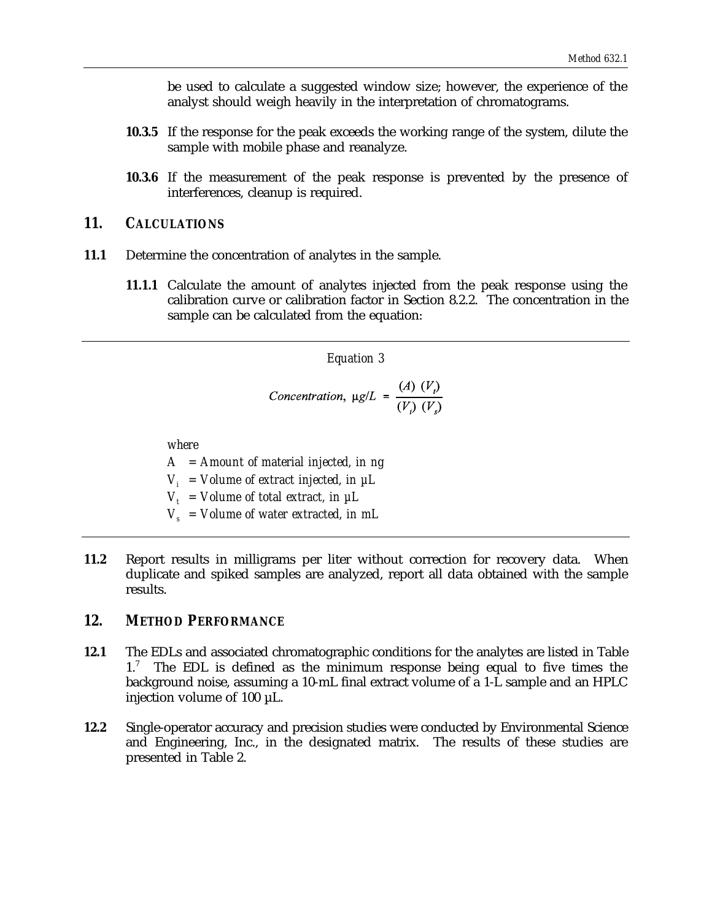be used to calculate a suggested window size; however, the experience of the analyst should weigh heavily in the interpretation of chromatograms.

**10.3.5** If the response for the peak exceeds the working range of the system, dilute the sample with mobile phase and reanalyze.

**10.3.6** If the measurement of the peak response is prevented by the presence of interferences, cleanup is required.

## 11. CALCULATIONS

**11.1** Determine the concentration of analytes in the sample.

**11.1.1** Calculate the amount of analytes injected from the peak response using the calibration curve or calibration factor in Section 8.2.2. The concentration in the sample can be calculated from the equation:

*Equation 3*

$$Concentration,\ \mu g/L = \frac{(A)\ (V_t)}{(V_i)\ (V_s)}$$

*where*

$A$ = *Amount of material injected, in ng*

$V_i$ = *Volume of extract injected, in µL*

$V_t$ = *Volume of total extract, in µL*

$V_s$ = *Volume of water extracted, in mL*

**11.2** Report results in milligrams per liter without correction for recovery data. When duplicate and spiked samples are analyzed, report all data obtained with the sample results.

## 12. METHOD PERFORMANCE

**12.1** The EDLs and associated chromatographic conditions for the analytes are listed in Table 1.[7] The EDL is defined as the minimum response being equal to five times the background noise, assuming a 10-mL final extract volume of a 1-L sample and an HPLC injection volume of 100 µL.

**12.2** Single-operator accuracy and precision studies were conducted by Environmental Science and Engineering, Inc., in the designated matrix. The results of these studies are presented in Table 2.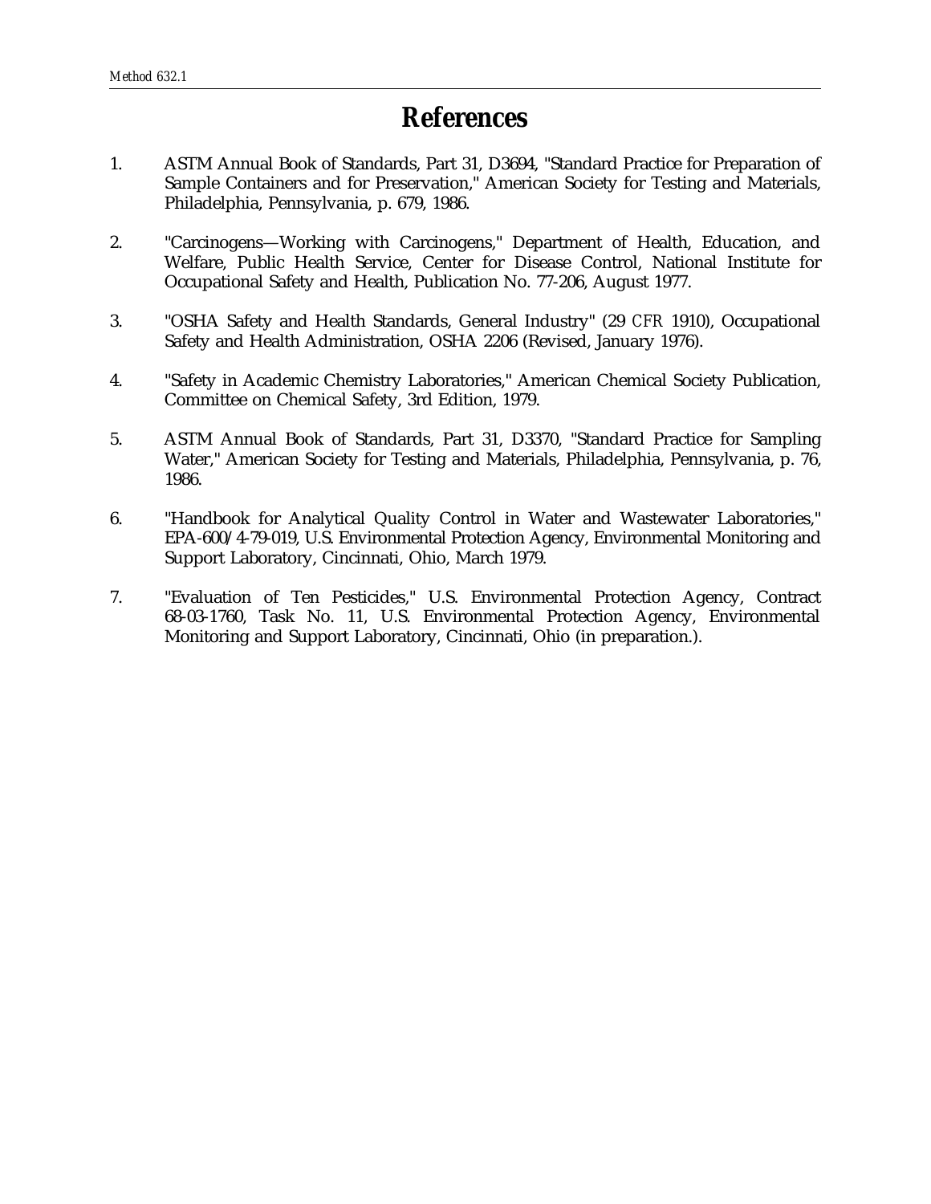# References

1. ASTM Annual Book of Standards, Part 31, D3694, "Standard Practice for Preparation of Sample Containers and for Preservation," American Society for Testing and Materials, Philadelphia, Pennsylvania, p. 679, 1986.

2. "Carcinogens—Working with Carcinogens," Department of Health, Education, and Welfare, Public Health Service, Center for Disease Control, National Institute for Occupational Safety and Health, Publication No. 77-206, August 1977.

3. "OSHA Safety and Health Standards, General Industry" (29 *CFR* 1910), Occupational Safety and Health Administration, OSHA 2206 (Revised, January 1976).

4. "Safety in Academic Chemistry Laboratories," American Chemical Society Publication, Committee on Chemical Safety, 3rd Edition, 1979.

5. ASTM Annual Book of Standards, Part 31, D3370, "Standard Practice for Sampling Water," American Society for Testing and Materials, Philadelphia, Pennsylvania, p. 76, 1986.

6. "Handbook for Analytical Quality Control in Water and Wastewater Laboratories," EPA-600/4-79-019, U.S. Environmental Protection Agency, Environmental Monitoring and Support Laboratory, Cincinnati, Ohio, March 1979.

7. "Evaluation of Ten Pesticides," U.S. Environmental Protection Agency, Contract 68-03-1760, Task No. 11, U.S. Environmental Protection Agency, Environmental Monitoring and Support Laboratory, Cincinnati, Ohio (in preparation.).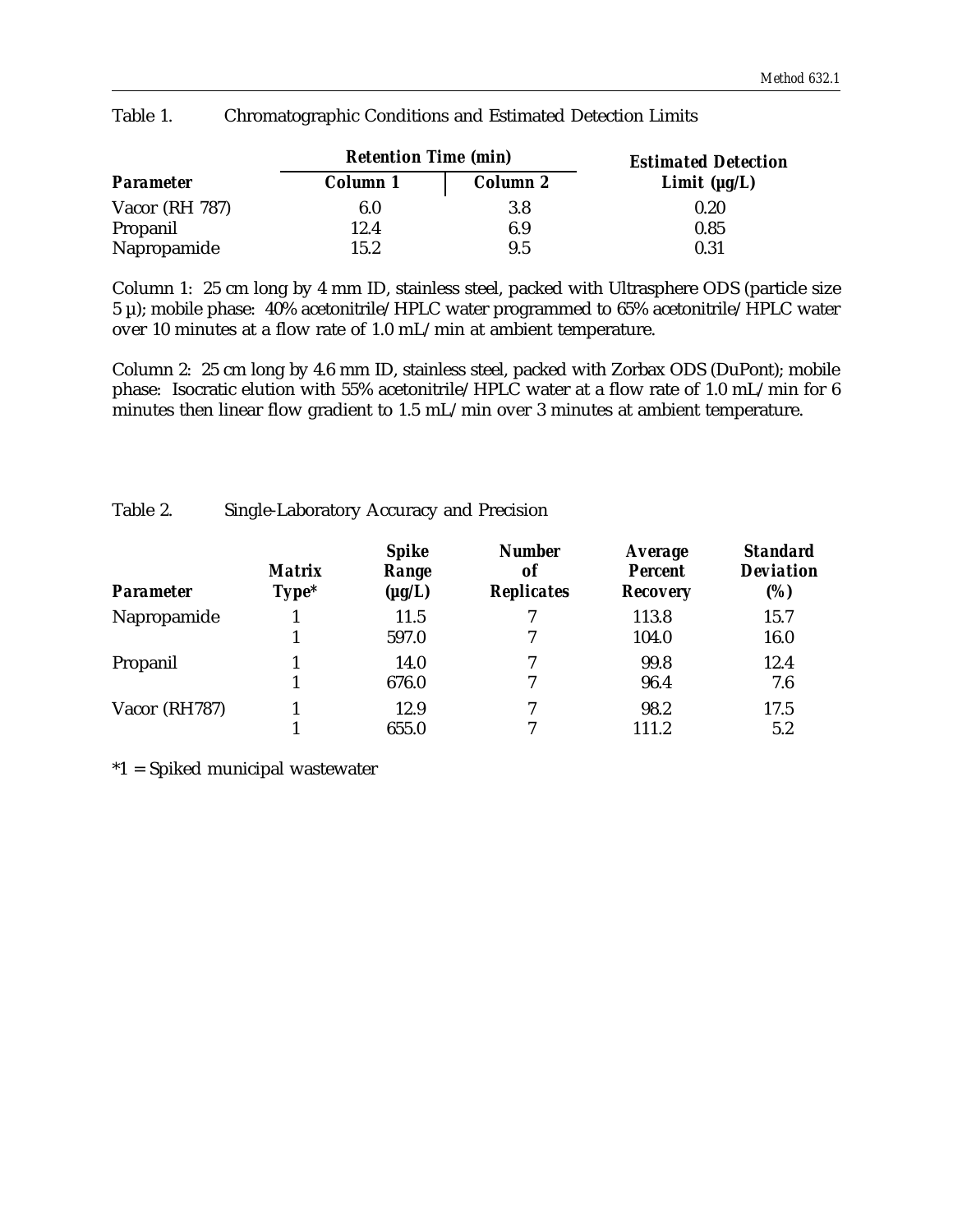Table 1. Chromatographic Conditions and Estimated Detection Limits

| Parameter | Retention Time (min) | | Estimated Detection Limit (µg/L) |
|---|---|---|---|
| | Column 1 | Column 2 | |
| Vacor (RH 787) | 6.0 | 3.8 | 0.20 |
| Propanil | 12.4 | 6.9 | 0.85 |
| Napropamide | 15.2 | 9.5 | 0.31 |

Column 1: 25 cm long by 4 mm ID, stainless steel, packed with Ultrasphere ODS (particle size 5 µ); mobile phase: 40% acetonitrile/HPLC water programmed to 65% acetonitrile/HPLC water over 10 minutes at a flow rate of 1.0 mL/min at ambient temperature.

Column 2: 25 cm long by 4.6 mm ID, stainless steel, packed with Zorbax ODS (DuPont); mobile phase: Isocratic elution with 55% acetonitrile/HPLC water at a flow rate of 1.0 mL/min for 6 minutes then linear flow gradient to 1.5 mL/min over 3 minutes at ambient temperature.

Table 2. Single-Laboratory Accuracy and Precision

| Parameter | Matrix Type* | Spike Range (µg/L) | Number of Replicates | Average Percent Recovery | Standard Deviation (%) |
|---|---|---|---|---|---|
| Napropamide | 1 | 11.5 | 7 | 113.8 | 15.7 |
| | 1 | 597.0 | 7 | 104.0 | 16.0 |
| Propanil | 1 | 14.0 | 7 | 99.8 | 12.4 |
| | 1 | 676.0 | 7 | 96.4 | 7.6 |
| Vacor (RH787) | 1 | 12.9 | 7 | 98.2 | 17.5 |
| | 1 | 655.0 | 7 | 111.2 | 5.2 |

*1 = Spiked municipal wastewater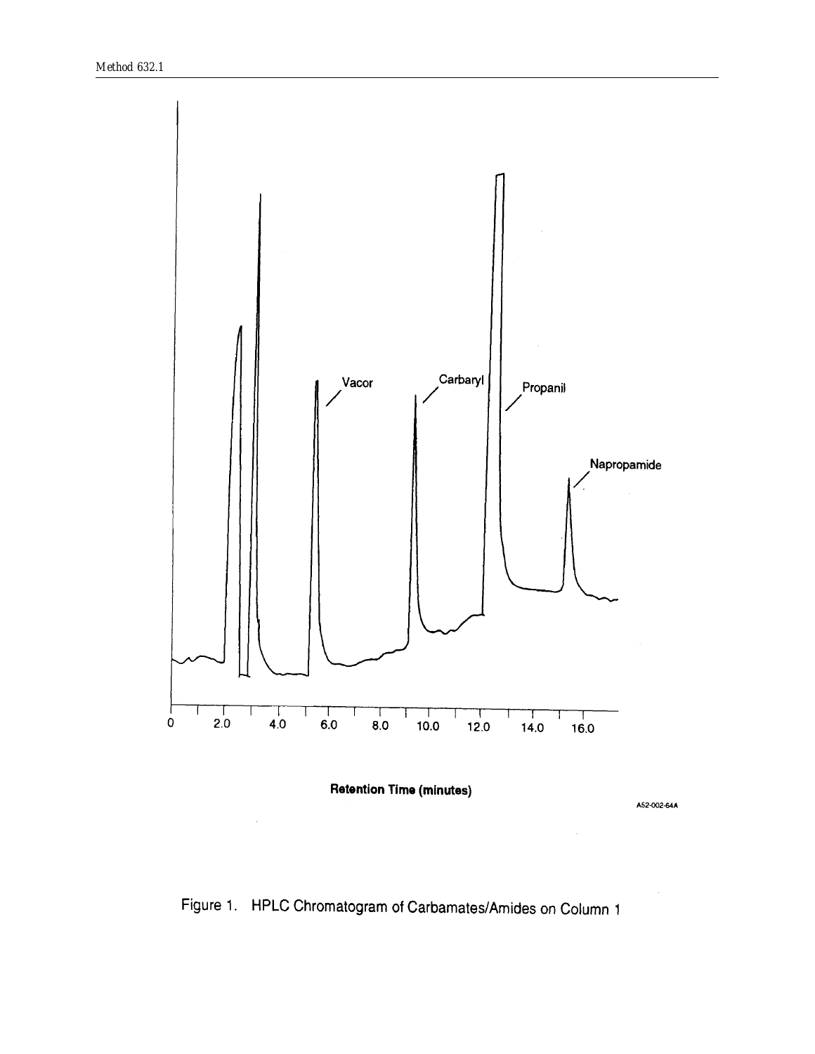Vacor

Carbaryl

Propanil

Napropamide

0 2.0 4.0 6.0 8.0 10.0 12.0 14.0 16.0

**Retention Time (minutes)**

A52-002-64A

Figure 1. HPLC Chromatogram of Carbamates/Amides on Column 1